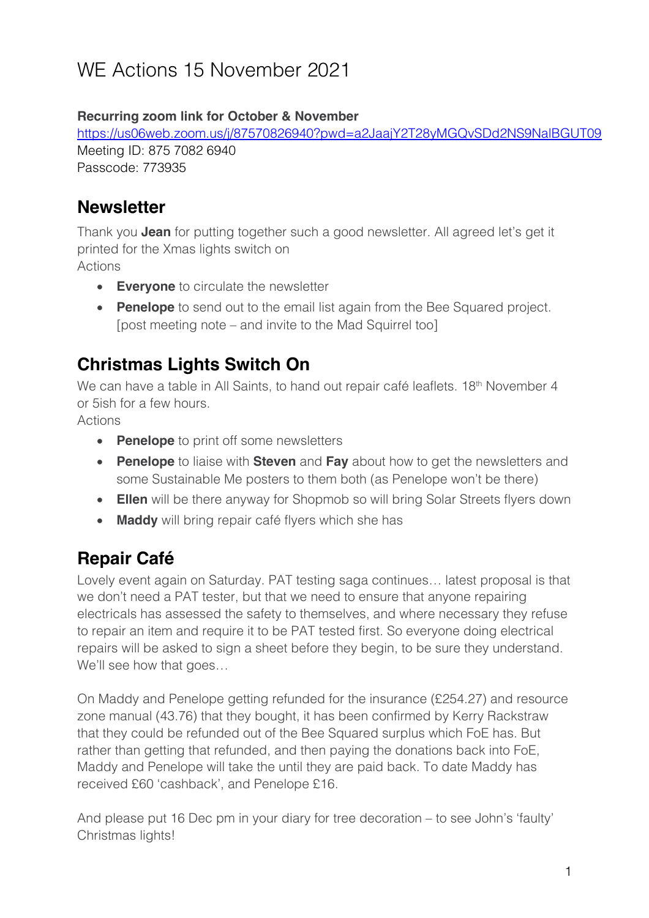# WE Actions 15 November 2021

**Recurring zoom link for October & November**
https://us06web.zoom.us/j/87570826940?pwd=a2JaajY2T28yMGQvSDd2NS9NalBGUT09
Meeting ID: 875 7082 6940
Passcode: 773935

## Newsletter

Thank you **Jean** for putting together such a good newsletter. All agreed let's get it printed for the Xmas lights switch on
Actions

- **Everyone** to circulate the newsletter
- **Penelope** to send out to the email list again from the Bee Squared project. [post meeting note – and invite to the Mad Squirrel too]

## Christmas Lights Switch On

We can have a table in All Saints, to hand out repair café leaflets. 18th November 4 or 5ish for a few hours.
Actions

- **Penelope** to print off some newsletters
- **Penelope** to liaise with **Steven** and **Fay** about how to get the newsletters and some Sustainable Me posters to them both (as Penelope won't be there)
- **Ellen** will be there anyway for Shopmob so will bring Solar Streets flyers down
- **Maddy** will bring repair café flyers which she has

## Repair Café

Lovely event again on Saturday. PAT testing saga continues… latest proposal is that we don't need a PAT tester, but that we need to ensure that anyone repairing electricals has assessed the safety to themselves, and where necessary they refuse to repair an item and require it to be PAT tested first. So everyone doing electrical repairs will be asked to sign a sheet before they begin, to be sure they understand. We'll see how that goes…

On Maddy and Penelope getting refunded for the insurance (£254.27) and resource zone manual (43.76) that they bought, it has been confirmed by Kerry Rackstraw that they could be refunded out of the Bee Squared surplus which FoE has. But rather than getting that refunded, and then paying the donations back into FoE, Maddy and Penelope will take the until they are paid back. To date Maddy has received £60 'cashback', and Penelope £16.

And please put 16 Dec pm in your diary for tree decoration – to see John's 'faulty' Christmas lights!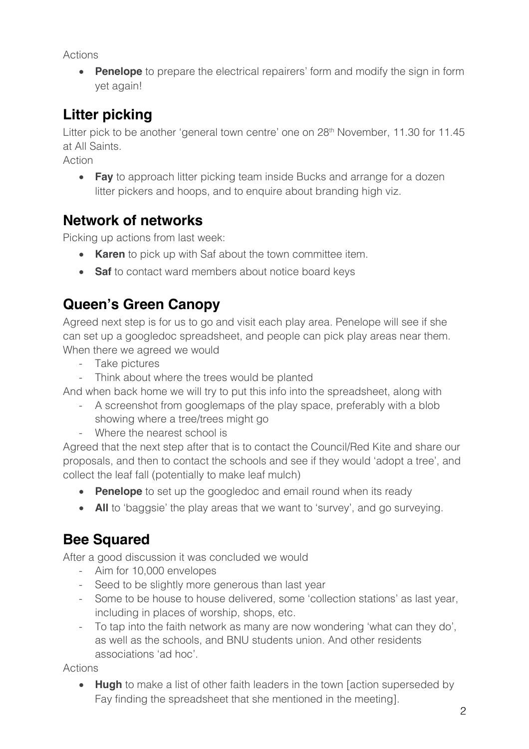Actions

- **Penelope** to prepare the electrical repairers' form and modify the sign in form yet again!

## Litter picking

Litter pick to be another 'general town centre' one on 28th November, 11.30 for 11.45 at All Saints.

Action

- **Fay** to approach litter picking team inside Bucks and arrange for a dozen litter pickers and hoops, and to enquire about branding high viz.

## Network of networks

Picking up actions from last week:

- **Karen** to pick up with Saf about the town committee item.
- **Saf** to contact ward members about notice board keys

## Queen's Green Canopy

Agreed next step is for us to go and visit each play area. Penelope will see if she can set up a googledoc spreadsheet, and people can pick play areas near them. When there we agreed we would

- Take pictures
- Think about where the trees would be planted

And when back home we will try to put this info into the spreadsheet, along with

- A screenshot from googlemaps of the play space, preferably with a blob showing where a tree/trees might go
- Where the nearest school is

Agreed that the next step after that is to contact the Council/Red Kite and share our proposals, and then to contact the schools and see if they would 'adopt a tree', and collect the leaf fall (potentially to make leaf mulch)

- **Penelope** to set up the googledoc and email round when its ready
- **All** to 'baggsie' the play areas that we want to 'survey', and go surveying.

## Bee Squared

After a good discussion it was concluded we would

- Aim for 10,000 envelopes
- Seed to be slightly more generous than last year
- Some to be house to house delivered, some 'collection stations' as last year, including in places of worship, shops, etc.
- To tap into the faith network as many are now wondering 'what can they do', as well as the schools, and BNU students union. And other residents associations 'ad hoc'.

Actions

- **Hugh** to make a list of other faith leaders in the town [action superseded by Fay finding the spreadsheet that she mentioned in the meeting].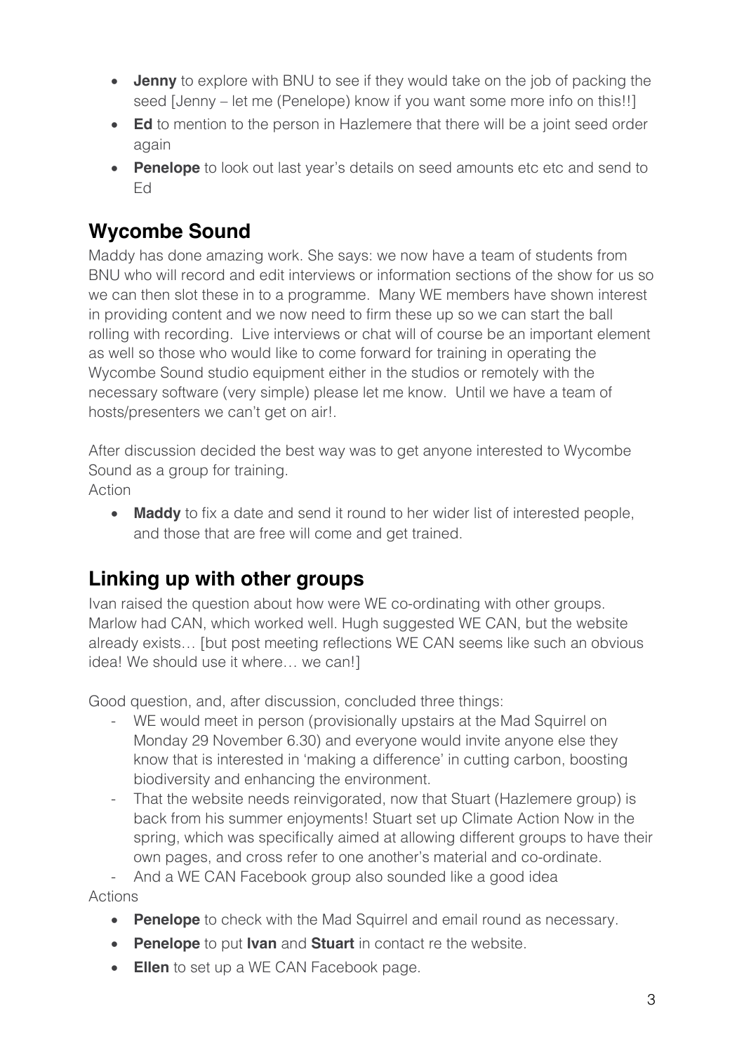- **Jenny** to explore with BNU to see if they would take on the job of packing the seed [Jenny – let me (Penelope) know if you want some more info on this!!]
- **Ed** to mention to the person in Hazlemere that there will be a joint seed order again
- **Penelope** to look out last year's details on seed amounts etc etc and send to Ed

## Wycombe Sound

Maddy has done amazing work. She says: we now have a team of students from BNU who will record and edit interviews or information sections of the show for us so we can then slot these in to a programme. Many WE members have shown interest in providing content and we now need to firm these up so we can start the ball rolling with recording. Live interviews or chat will of course be an important element as well so those who would like to come forward for training in operating the Wycombe Sound studio equipment either in the studios or remotely with the necessary software (very simple) please let me know. Until we have a team of hosts/presenters we can't get on air!.

After discussion decided the best way was to get anyone interested to Wycombe Sound as a group for training.

Action

- **Maddy** to fix a date and send it round to her wider list of interested people, and those that are free will come and get trained.

## Linking up with other groups

Ivan raised the question about how were WE co-ordinating with other groups. Marlow had CAN, which worked well. Hugh suggested WE CAN, but the website already exists… [but post meeting reflections WE CAN seems like such an obvious idea! We should use it where… we can!]

Good question, and, after discussion, concluded three things:

- WE would meet in person (provisionally upstairs at the Mad Squirrel on Monday 29 November 6.30) and everyone would invite anyone else they know that is interested in 'making a difference' in cutting carbon, boosting biodiversity and enhancing the environment.
- That the website needs reinvigorated, now that Stuart (Hazlemere group) is back from his summer enjoyments! Stuart set up Climate Action Now in the spring, which was specifically aimed at allowing different groups to have their own pages, and cross refer to one another's material and co-ordinate.
- And a WE CAN Facebook group also sounded like a good idea

Actions

- **Penelope** to check with the Mad Squirrel and email round as necessary.
- **Penelope** to put **Ivan** and **Stuart** in contact re the website.
- **Ellen** to set up a WE CAN Facebook page.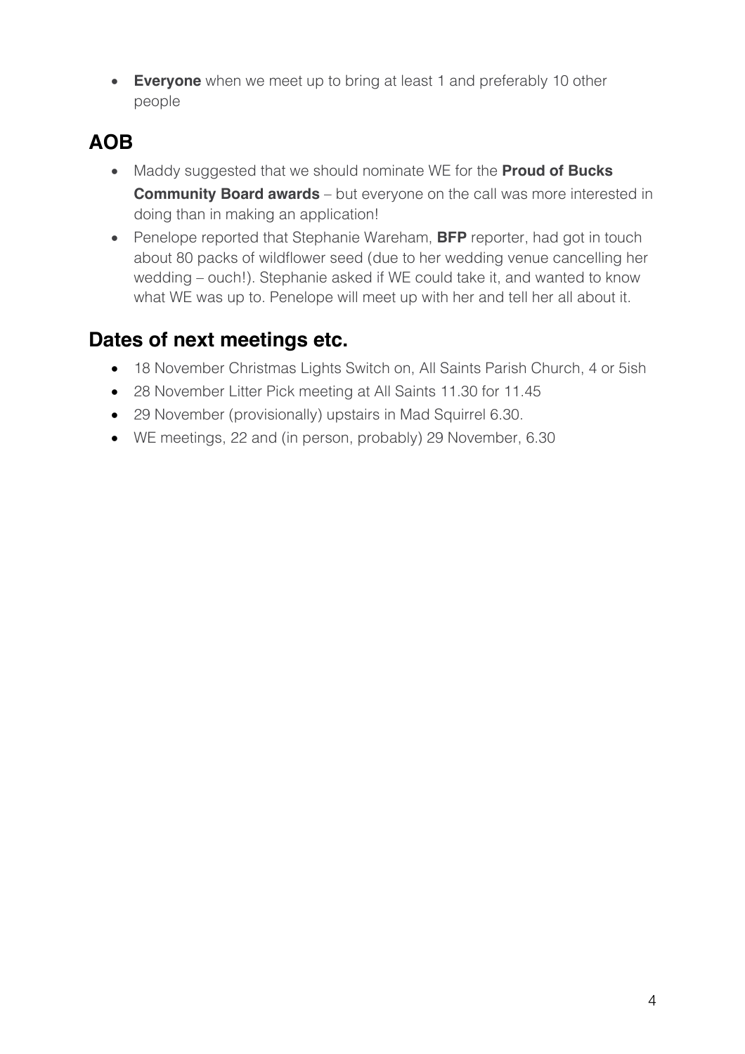- **Everyone** when we meet up to bring at least 1 and preferably 10 other people

## AOB

- Maddy suggested that we should nominate WE for the **Proud of Bucks Community Board awards** – but everyone on the call was more interested in doing than in making an application!
- Penelope reported that Stephanie Wareham, **BFP** reporter, had got in touch about 80 packs of wildflower seed (due to her wedding venue cancelling her wedding – ouch!). Stephanie asked if WE could take it, and wanted to know what WE was up to. Penelope will meet up with her and tell her all about it.

## Dates of next meetings etc.

- 18 November Christmas Lights Switch on, All Saints Parish Church, 4 or 5ish
- 28 November Litter Pick meeting at All Saints 11.30 for 11.45
- 29 November (provisionally) upstairs in Mad Squirrel 6.30.
- WE meetings, 22 and (in person, probably) 29 November, 6.30